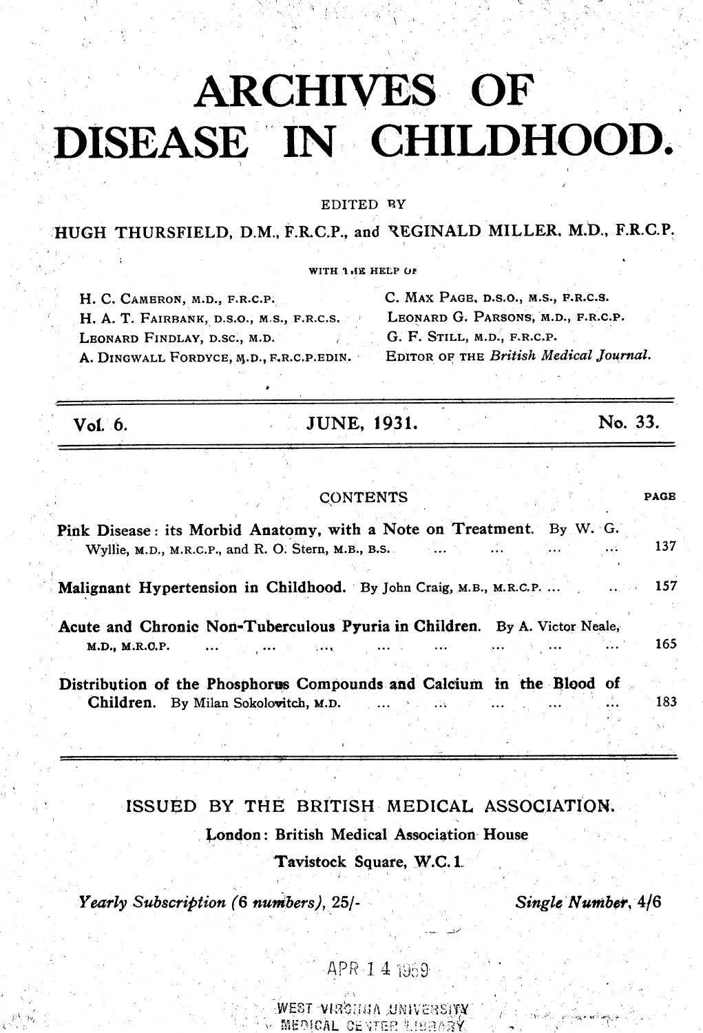# ARCHIVES OF DISEASE IN CHILDHOOD.

EDITED BY

HUGH THURSFIELD, D.M., F.R.C.P., and REGINALD MILLER, M.D., F.R.C.P.

WITH THE HELP OF

H. C. CAMERON, M.D., F.R.C.P.
H. A. T. FAIRBANK, D.S.O., M.S., F.R.C.S.
LEONARD FINDLAY, D.SC., M.D.
A. DINGWALL FORDYCE, M.D., F.R.C.P.EDIN.
C. MAX PAGE, D.S.O., M.S., F.R.C.S.
LEONARD G. PARSONS, M.D., F.R.C.P.
G. F. STILL, M.D., F.R.C.P.
EDITOR OF THE *British Medical Journal.*

Vol. 6. JUNE, 1931. No. 33.

## CONTENTS

| | PAGE |
|---|---|
| **Pink Disease: its Morbid Anatomy, with a Note on Treatment.** By W. G. Wyllie, M.D., M.R.C.P., and R. O. Stern, M.B., B.S. | 137 |
| **Malignant Hypertension in Childhood.** By John Craig, M.B., M.R.C.P. | 157 |
| **Acute and Chronic Non-Tuberculous Pyuria in Children.** By A. Victor Neale, M.D., M.R.C.P. | 165 |
| **Distribution of the Phosphorus Compounds and Calcium in the Blood of Children.** By Milan Sokolovitch, M.D. | 183 |

ISSUED BY THE BRITISH MEDICAL ASSOCIATION.

London: British Medical Association House

Tavistock Square, W.C. 1.

*Yearly Subscription (6 numbers), 25/-* *Single Number, 4/6*

APR 14 1969

WEST VIRGINIA UNIVERSITY MEDICAL CENTER LIBRARY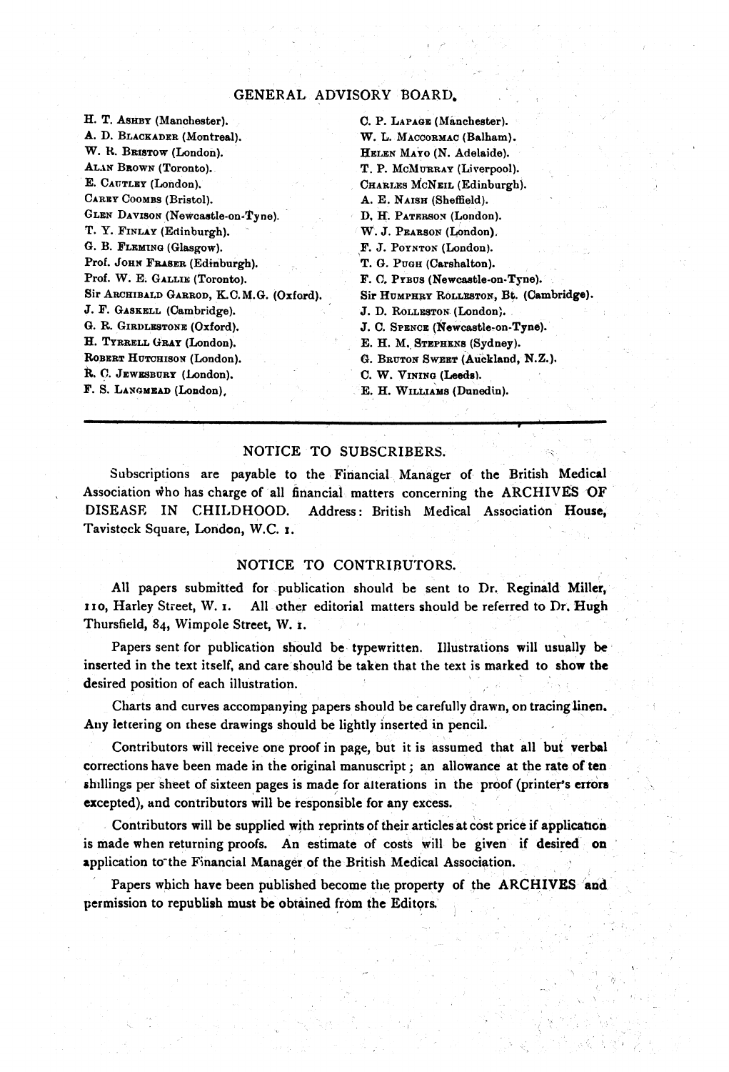## GENERAL ADVISORY BOARD.

H. T. Ashby (Manchester).
A. D. Blackader (Montreal).
W. R. Bristow (London).
Alan Brown (Toronto).
E. Cautley (London).
Carey Coombs (Bristol).
Glen Davison (Newcastle-on-Tyne).
T. Y. Finlay (Edinburgh).
G. B. Fleming (Glasgow).
Prof. John Fraser (Edinburgh).
Prof. W. E. Gallie (Toronto).
Sir Archibald Garrod, K.C.M.G. (Oxford).
J. F. Gaskell (Cambridge).
G. R. Girdlestone (Oxford).
H. Tyrrell Gray (London).
Robert Hutchison (London).
R. C. Jewesbury (London).
F. S. Langmead (London).
C. P. Lapage (Manchester).
W. L. Maccormac (Balham).
Helen Mayo (N. Adelaide).
T. P. McMurray (Liverpool).
Charles McNeil (Edinburgh).
A. E. Naish (Sheffield).
D. H. Paterson (London).
W. J. Pearson (London).
F. J. Poynton (London).
T. G. Pugh (Carshalton).
F. C. Pybus (Newcastle-on-Tyne).
Sir Humphry Rolleston, Bt. (Cambridge).
J. D. Rolleston (London).
J. C. Spence (Newcastle-on-Tyne).
E. H. M. Stephens (Sydney).
G. Bruton Sweet (Auckland, N.Z.).
C. W. Vining (Leeds).
E. H. Williams (Dunedin).

---

## NOTICE TO SUBSCRIBERS.

Subscriptions are payable to the Financial Manager of the British Medical Association who has charge of all financial matters concerning the ARCHIVES OF DISEASE IN CHILDHOOD. Address: British Medical Association House, Tavistock Square, London, W.C. 1.

## NOTICE TO CONTRIBUTORS.

All papers submitted for publication should be sent to Dr. Reginald Miller, 110, Harley Street, W. 1. All other editorial matters should be referred to Dr. Hugh Thursfield, 84, Wimpole Street, W. 1.

Papers sent for publication should be typewritten. Illustrations will usually be inserted in the text itself, and care should be taken that the text is marked to show the desired position of each illustration.

Charts and curves accompanying papers should be carefully drawn, on tracing linen. Any lettering on these drawings should be lightly inserted in pencil.

Contributors will receive one proof in page, but it is assumed that all but verbal corrections have been made in the original manuscript; an allowance at the rate of ten shillings per sheet of sixteen pages is made for alterations in the proof (printer's errors excepted), and contributors will be responsible for any excess.

Contributors will be supplied with reprints of their articles at cost price if application is made when returning proofs. An estimate of costs will be given if desired on application to the Financial Manager of the British Medical Association.

Papers which have been published become the property of the ARCHIVES and permission to republish must be obtained from the Editors.